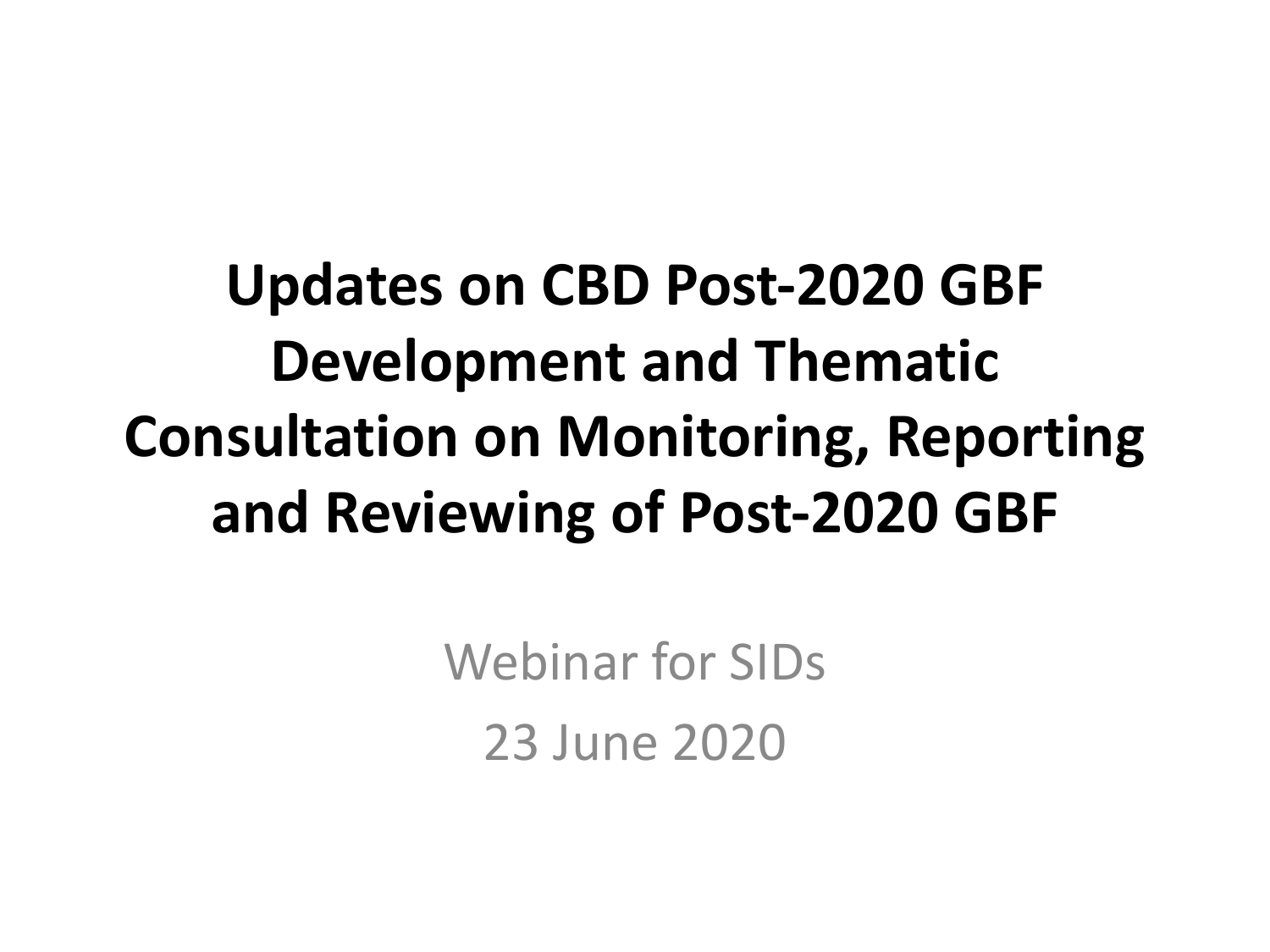# Updates on CBD Post-2020 GBF Development and Thematic Consultation on Monitoring, Reporting and Reviewing of Post-2020 GBF

Webinar for SIDs

23 June 2020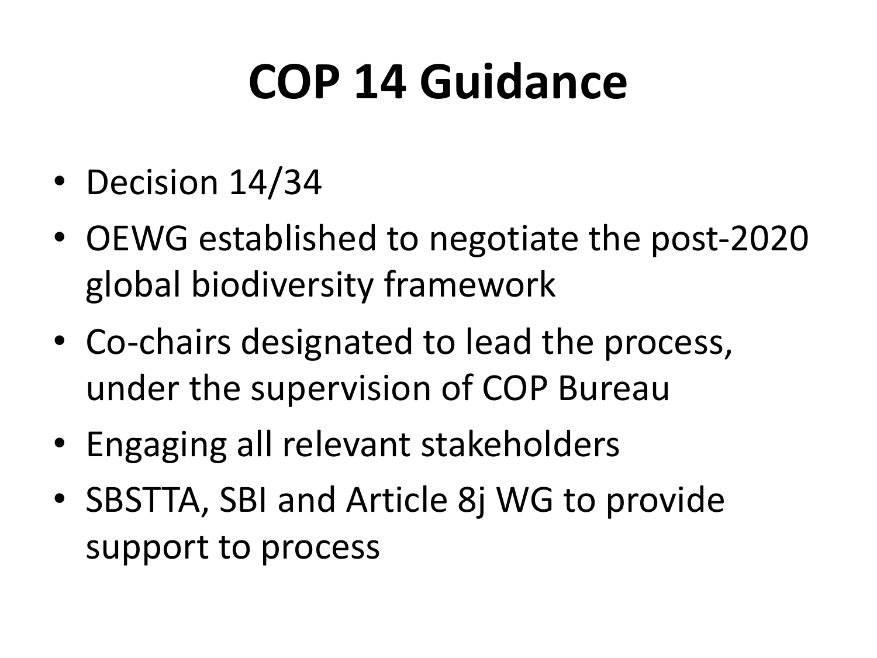# COP 14 Guidance

- Decision 14/34
- OEWG established to negotiate the post-2020 global biodiversity framework
- Co-chairs designated to lead the process, under the supervision of COP Bureau
- Engaging all relevant stakeholders
- SBSTTA, SBI and Article 8j WG to provide support to process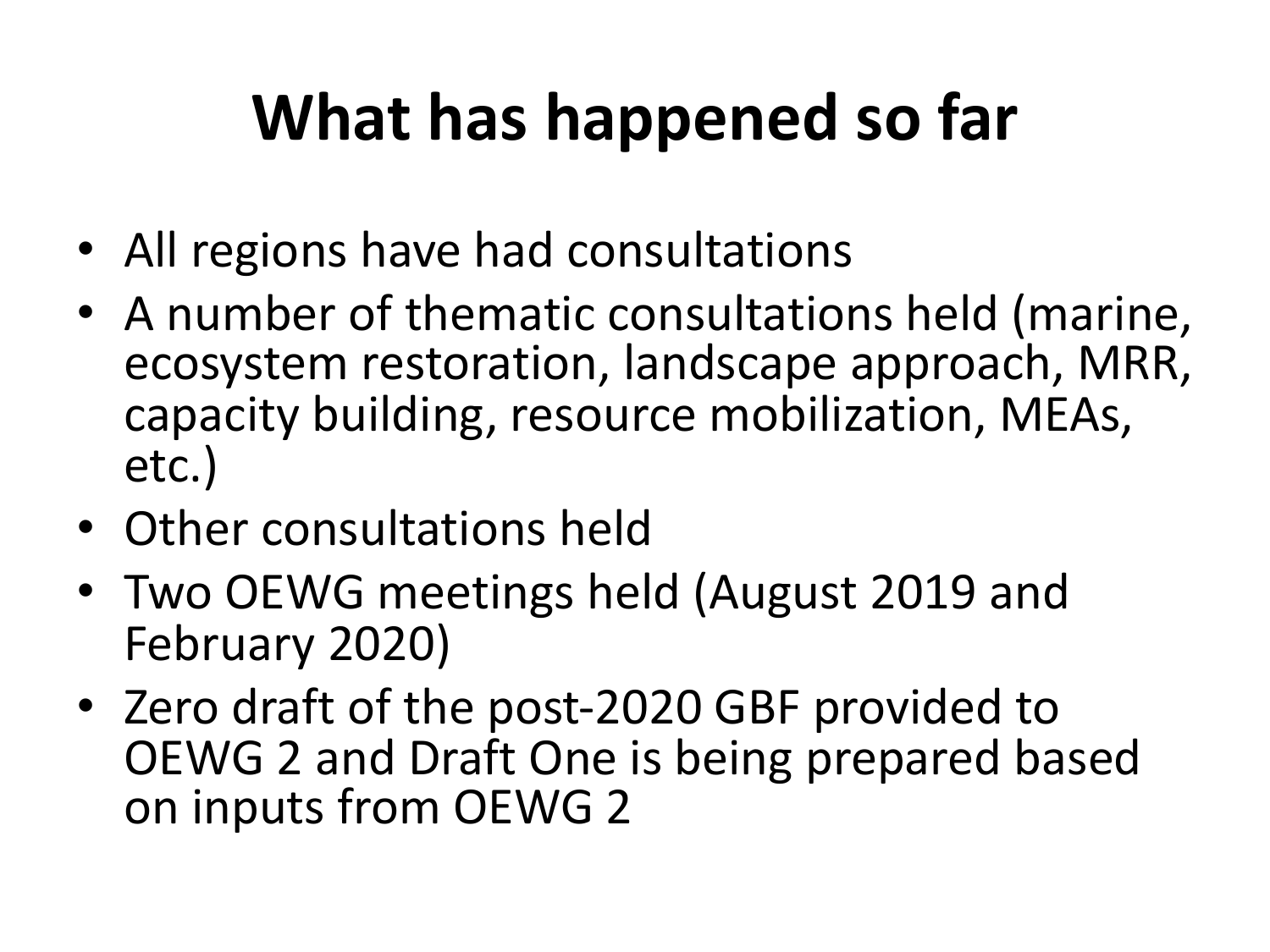# What has happened so far

- All regions have had consultations
- A number of thematic consultations held (marine, ecosystem restoration, landscape approach, MRR, capacity building, resource mobilization, MEAs, etc.)
- Other consultations held
- Two OEWG meetings held (August 2019 and February 2020)
- Zero draft of the post-2020 GBF provided to OEWG 2 and Draft One is being prepared based on inputs from OEWG 2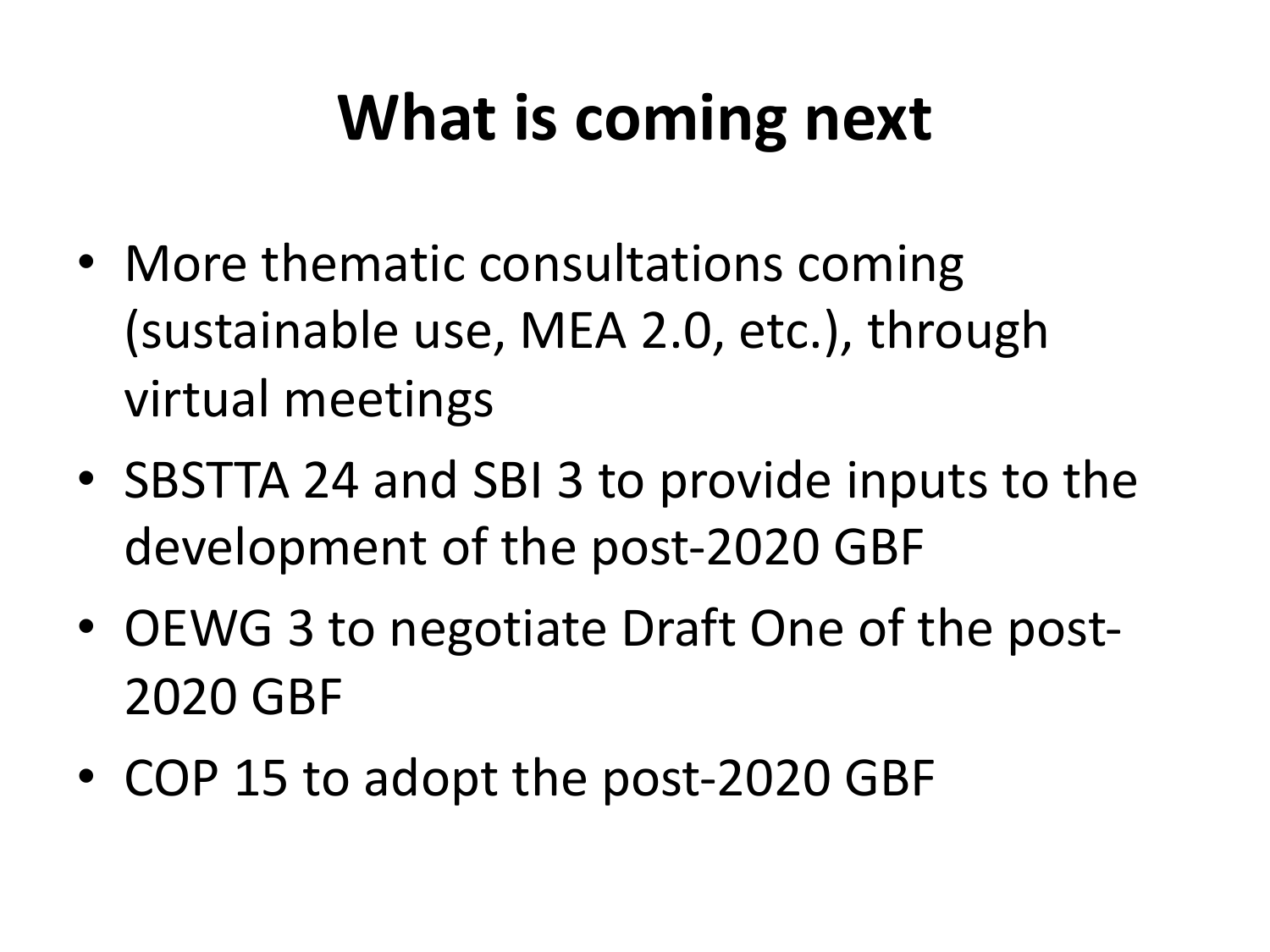# What is coming next

- More thematic consultations coming (sustainable use, MEA 2.0, etc.), through virtual meetings
- SBSTTA 24 and SBI 3 to provide inputs to the development of the post-2020 GBF
- OEWG 3 to negotiate Draft One of the post-2020 GBF
- COP 15 to adopt the post-2020 GBF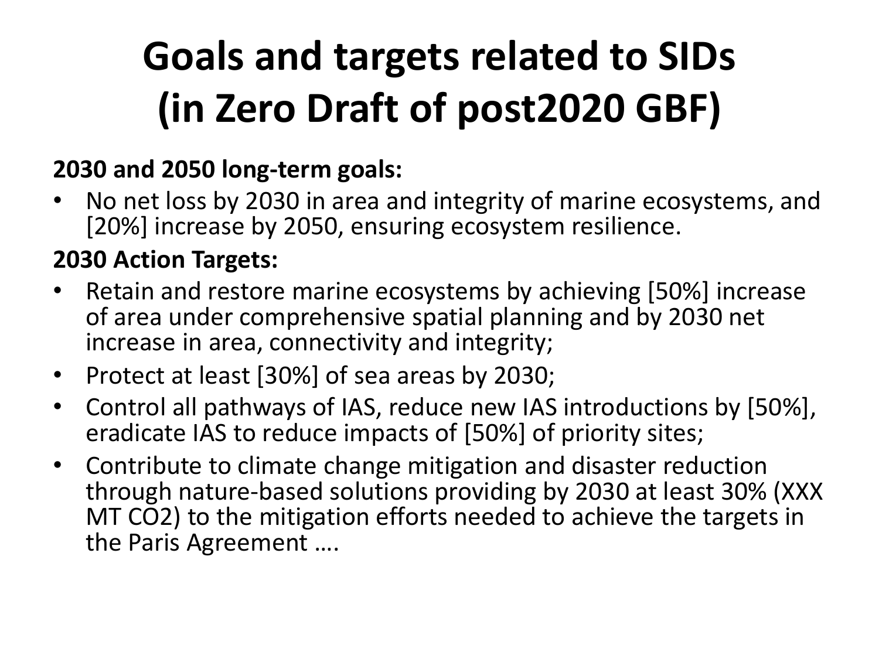# Goals and targets related to SIDs (in Zero Draft of post2020 GBF)

**2030 and 2050 long-term goals:**

- No net loss by 2030 in area and integrity of marine ecosystems, and [20%] increase by 2050, ensuring ecosystem resilience.

**2030 Action Targets:**

- Retain and restore marine ecosystems by achieving [50%] increase of area under comprehensive spatial planning and by 2030 net increase in area, connectivity and integrity;
- Protect at least [30%] of sea areas by 2030;
- Control all pathways of IAS, reduce new IAS introductions by [50%], eradicate IAS to reduce impacts of [50%] of priority sites;
- Contribute to climate change mitigation and disaster reduction through nature-based solutions providing by 2030 at least 30% (XXX MT $CO_2$) to the mitigation efforts needed to achieve the targets in the Paris Agreement ….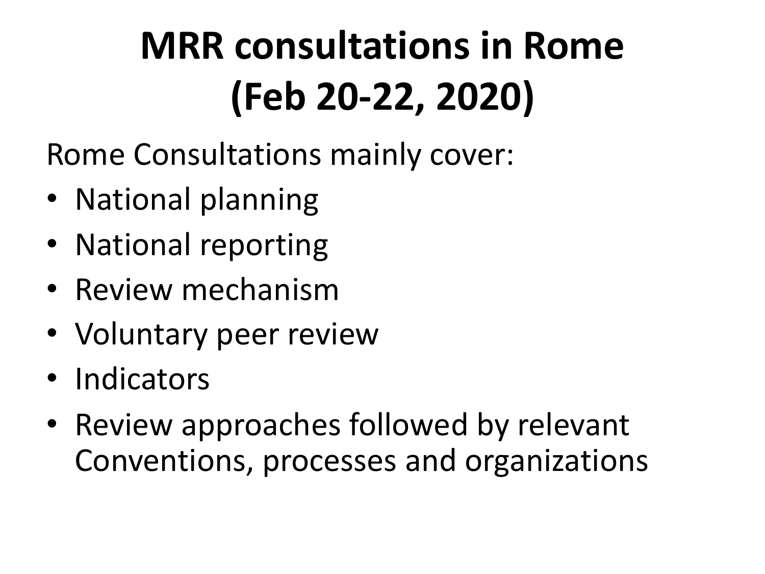# MRR consultations in Rome (Feb 20-22, 2020)

Rome Consultations mainly cover:

- National planning
- National reporting
- Review mechanism
- Voluntary peer review
- Indicators
- Review approaches followed by relevant Conventions, processes and organizations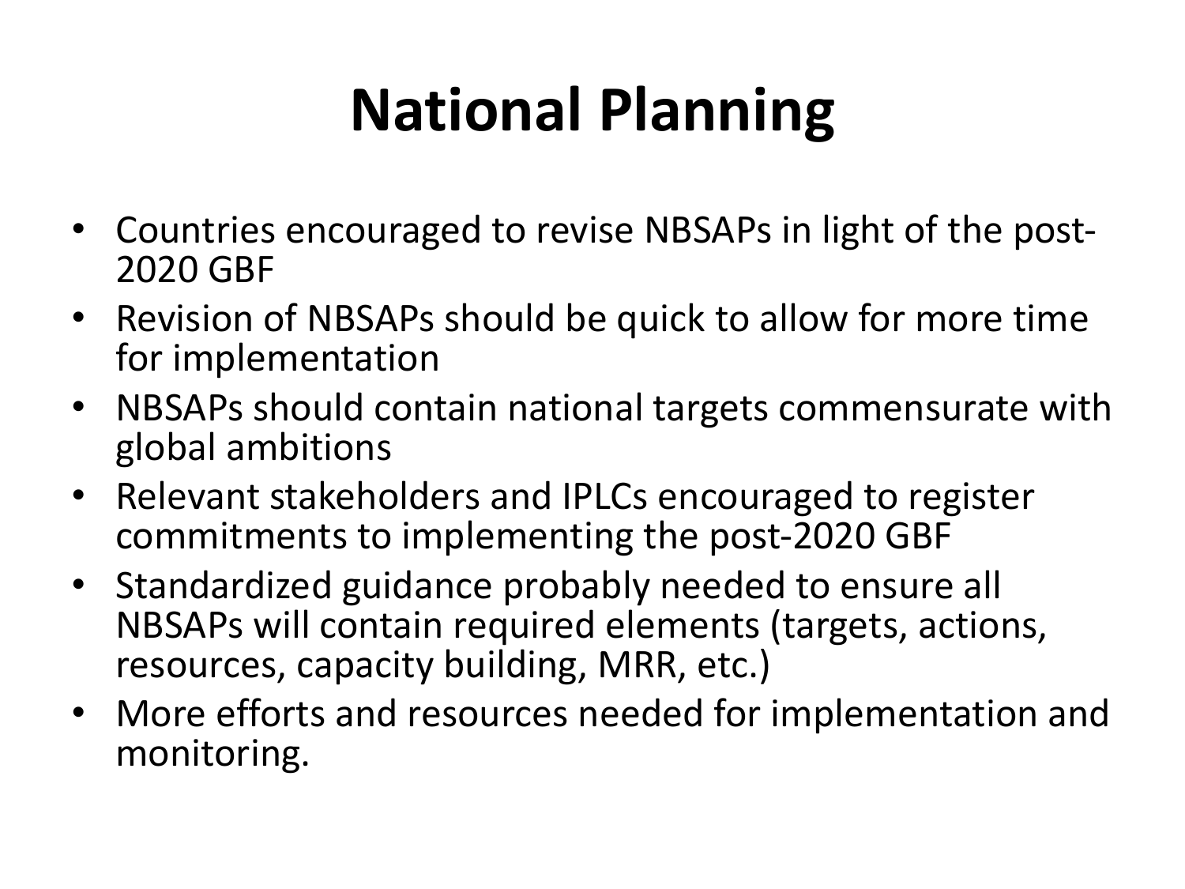# National Planning

- Countries encouraged to revise NBSAPs in light of the post-2020 GBF
- Revision of NBSAPs should be quick to allow for more time for implementation
- NBSAPs should contain national targets commensurate with global ambitions
- Relevant stakeholders and IPLCs encouraged to register commitments to implementing the post-2020 GBF
- Standardized guidance probably needed to ensure all NBSAPs will contain required elements (targets, actions, resources, capacity building, MRR, etc.)
- More efforts and resources needed for implementation and monitoring.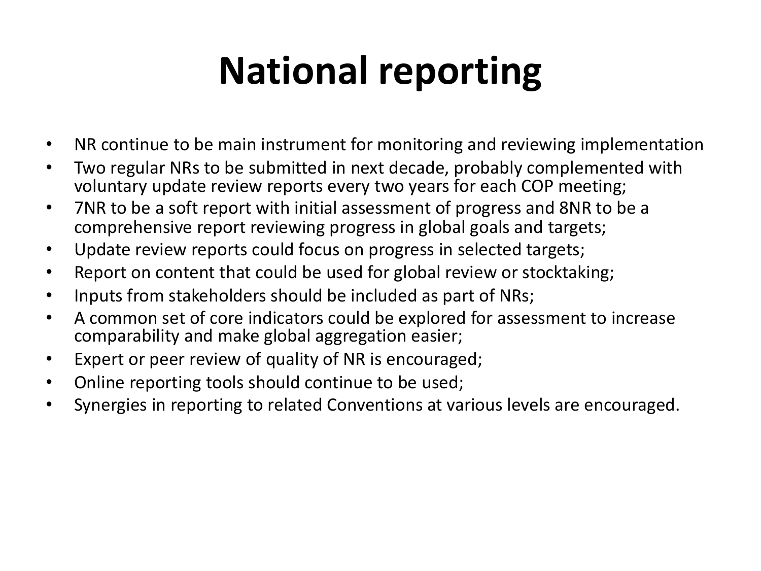# National reporting

- NR continue to be main instrument for monitoring and reviewing implementation
- Two regular NRs to be submitted in next decade, probably complemented with voluntary update review reports every two years for each COP meeting;
- 7NR to be a soft report with initial assessment of progress and 8NR to be a comprehensive report reviewing progress in global goals and targets;
- Update review reports could focus on progress in selected targets;
- Report on content that could be used for global review or stocktaking;
- Inputs from stakeholders should be included as part of NRs;
- A common set of core indicators could be explored for assessment to increase comparability and make global aggregation easier;
- Expert or peer review of quality of NR is encouraged;
- Online reporting tools should continue to be used;
- Synergies in reporting to related Conventions at various levels are encouraged.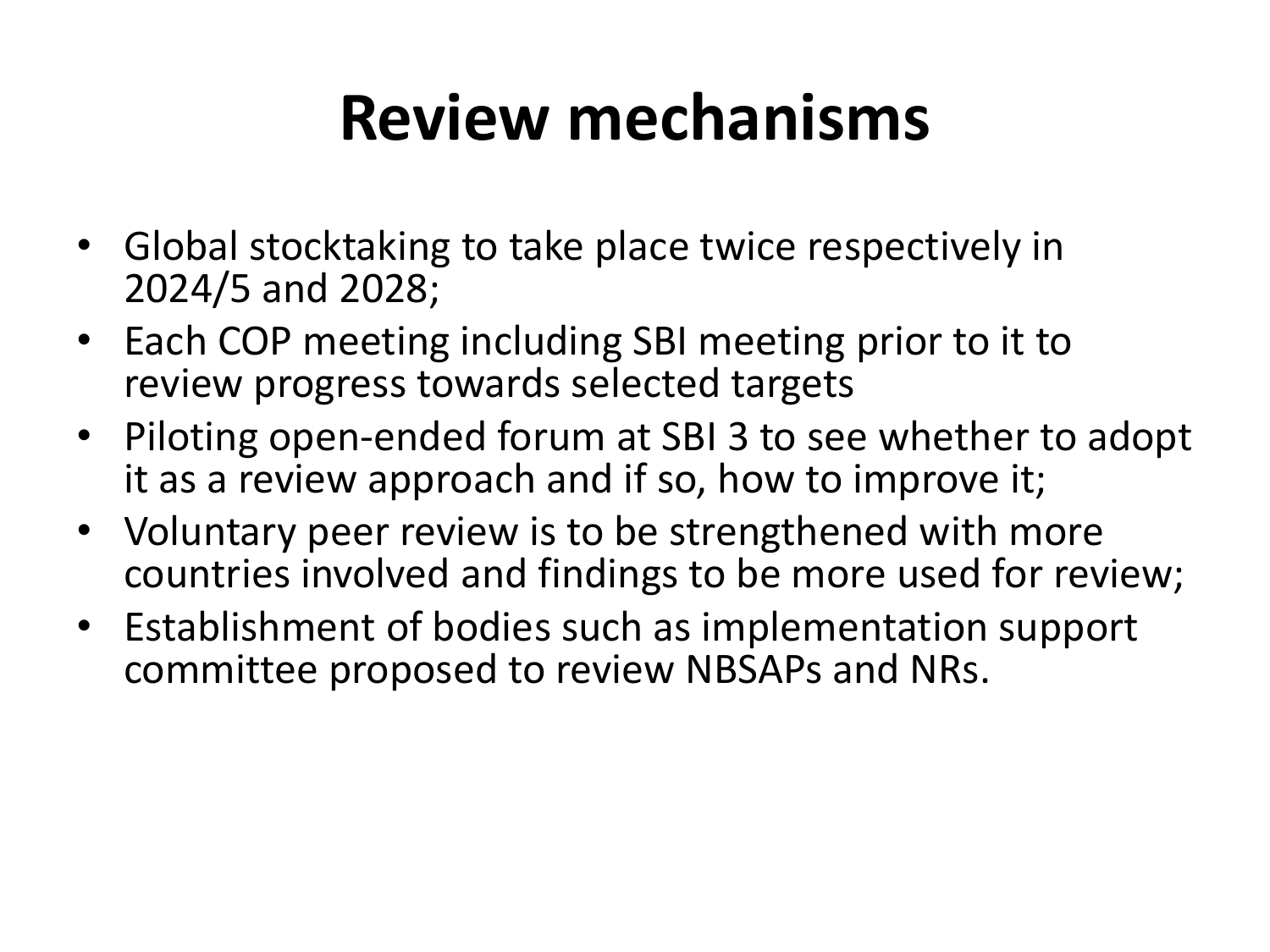# Review mechanisms

- Global stocktaking to take place twice respectively in 2024/5 and 2028;
- Each COP meeting including SBI meeting prior to it to review progress towards selected targets
- Piloting open-ended forum at SBI 3 to see whether to adopt it as a review approach and if so, how to improve it;
- Voluntary peer review is to be strengthened with more countries involved and findings to be more used for review;
- Establishment of bodies such as implementation support committee proposed to review NBSAPs and NRs.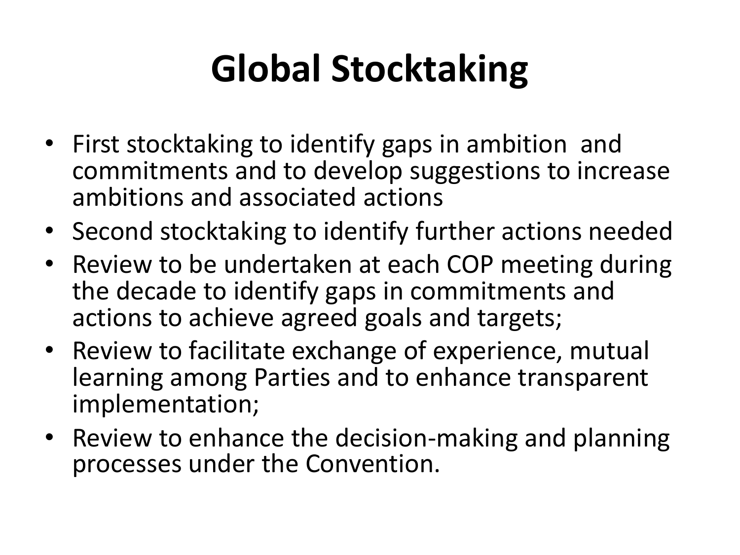# Global Stocktaking

- First stocktaking to identify gaps in ambition and commitments and to develop suggestions to increase ambitions and associated actions
- Second stocktaking to identify further actions needed
- Review to be undertaken at each COP meeting during the decade to identify gaps in commitments and actions to achieve agreed goals and targets;
- Review to facilitate exchange of experience, mutual learning among Parties and to enhance transparent implementation;
- Review to enhance the decision-making and planning processes under the Convention.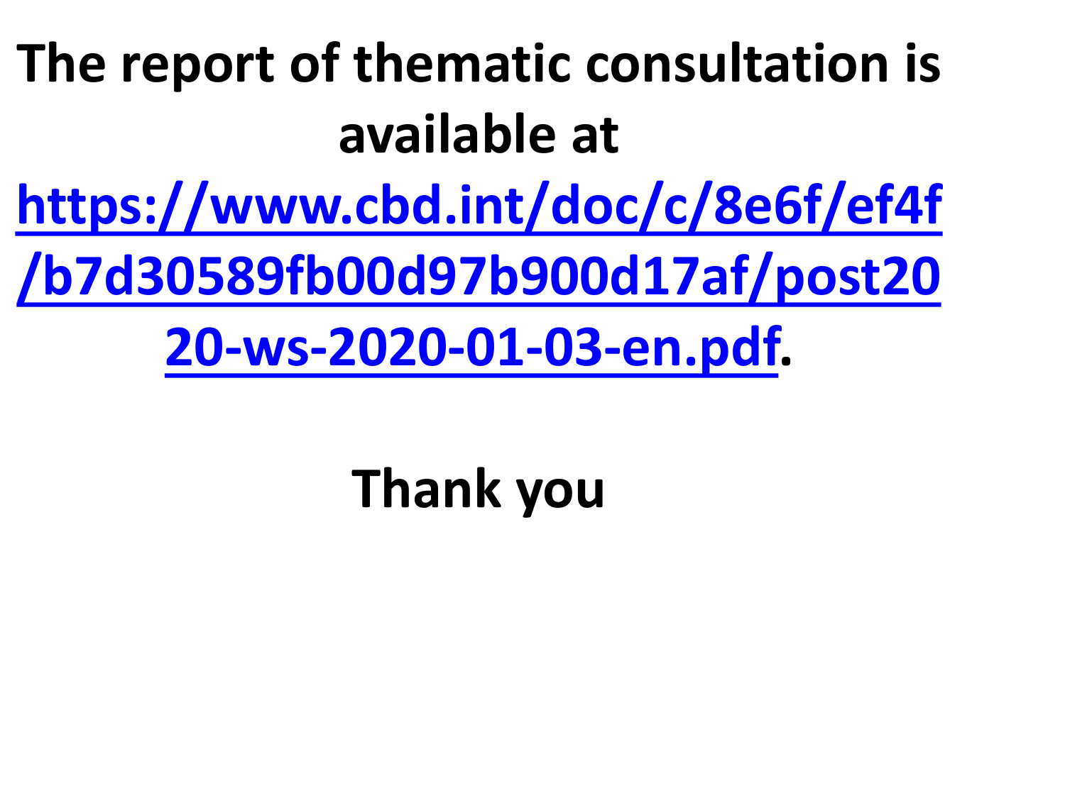**The report of thematic consultation is available at [https://www.cbd.int/doc/c/8e6f/ef4f/b7d30589fb00d97b900d17af/post2020-ws-2020-01-03-en.pdf](https://www.cbd.int/doc/c/8e6f/ef4f/b7d30589fb00d97b900d17af/post2020-ws-2020-01-03-en.pdf).**

**Thank you**